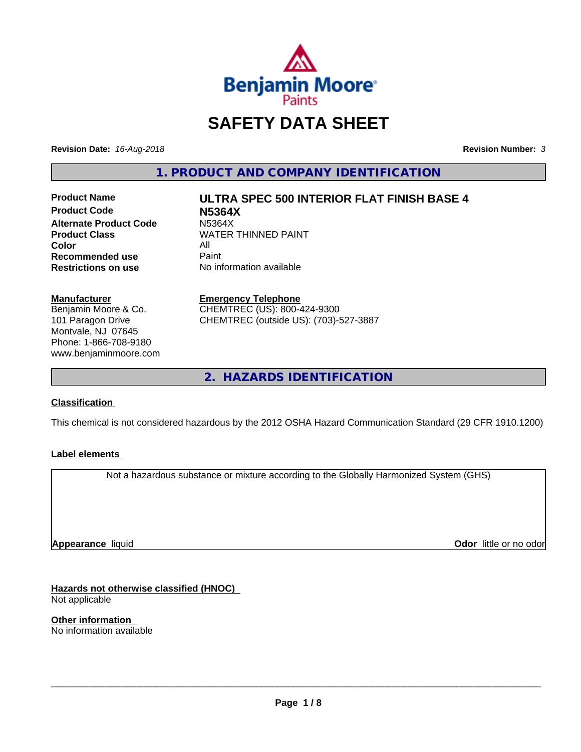# SAFETY DATA SHEET

**Revision Date:** *16-Aug-2018*

**Revision Number:** *3*

## 1. PRODUCT AND COMPANY IDENTIFICATION

| | |
|---|---|
| **Product Name** | **ULTRA SPEC 500 INTERIOR FLAT FINISH BASE 4** |
| **Product Code** | **N5364X** |
| **Alternate Product Code** | N5364X |
| **Product Class** | WATER THINNED PAINT |
| **Color** | All |
| **Recommended use** | Paint |
| **Restrictions on use** | No information available |

**Manufacturer**
Benjamin Moore & Co.
101 Paragon Drive
Montvale, NJ 07645
Phone: 1-866-708-9180
www.benjaminmoore.com

**Emergency Telephone**
CHEMTREC (US): 800-424-9300
CHEMTREC (outside US): (703)-527-3887

## 2. HAZARDS IDENTIFICATION

**Classification**

This chemical is not considered hazardous by the 2012 OSHA Hazard Communication Standard (29 CFR 1910.1200)

**Label elements**

Not a hazardous substance or mixture according to the Globally Harmonized System (GHS)

**Appearance** liquid

**Odor** little or no odor

**Hazards not otherwise classified (HNOC)**
Not applicable

**Other information**
No information available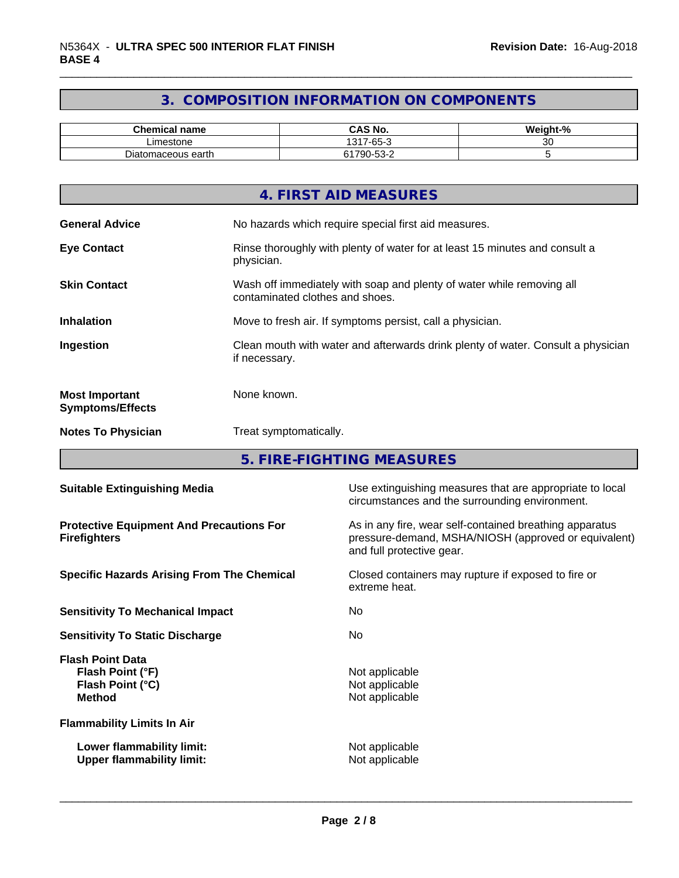## 3. COMPOSITION INFORMATION ON COMPONENTS

| Chemical name | CAS No. | Weight-% |
|---|---|---|
| Limestone | 1317-65-3 | 30 |
| Diatomaceous earth | 61790-53-2 | 5 |

## 4. FIRST AID MEASURES

**General Advice** No hazards which require special first aid measures.

**Eye Contact** Rinse thoroughly with plenty of water for at least 15 minutes and consult a physician.

**Skin Contact** Wash off immediately with soap and plenty of water while removing all contaminated clothes and shoes.

**Inhalation** Move to fresh air. If symptoms persist, call a physician.

**Ingestion** Clean mouth with water and afterwards drink plenty of water. Consult a physician if necessary.

**Most Important Symptoms/Effects** None known.

**Notes To Physician** Treat symptomatically.

## 5. FIRE-FIGHTING MEASURES

**Suitable Extinguishing Media** Use extinguishing measures that are appropriate to local circumstances and the surrounding environment.

**Protective Equipment And Precautions For Firefighters** As in any fire, wear self-contained breathing apparatus pressure-demand, MSHA/NIOSH (approved or equivalent) and full protective gear.

**Specific Hazards Arising From The Chemical** Closed containers may rupture if exposed to fire or extreme heat.

**Sensitivity To Mechanical Impact** No

**Sensitivity To Static Discharge** No

**Flash Point Data**
**Flash Point (°F)** Not applicable
**Flash Point (°C)** Not applicable
**Method** Not applicable

**Flammability Limits In Air**

**Lower flammability limit:** Not applicable
**Upper flammability limit:** Not applicable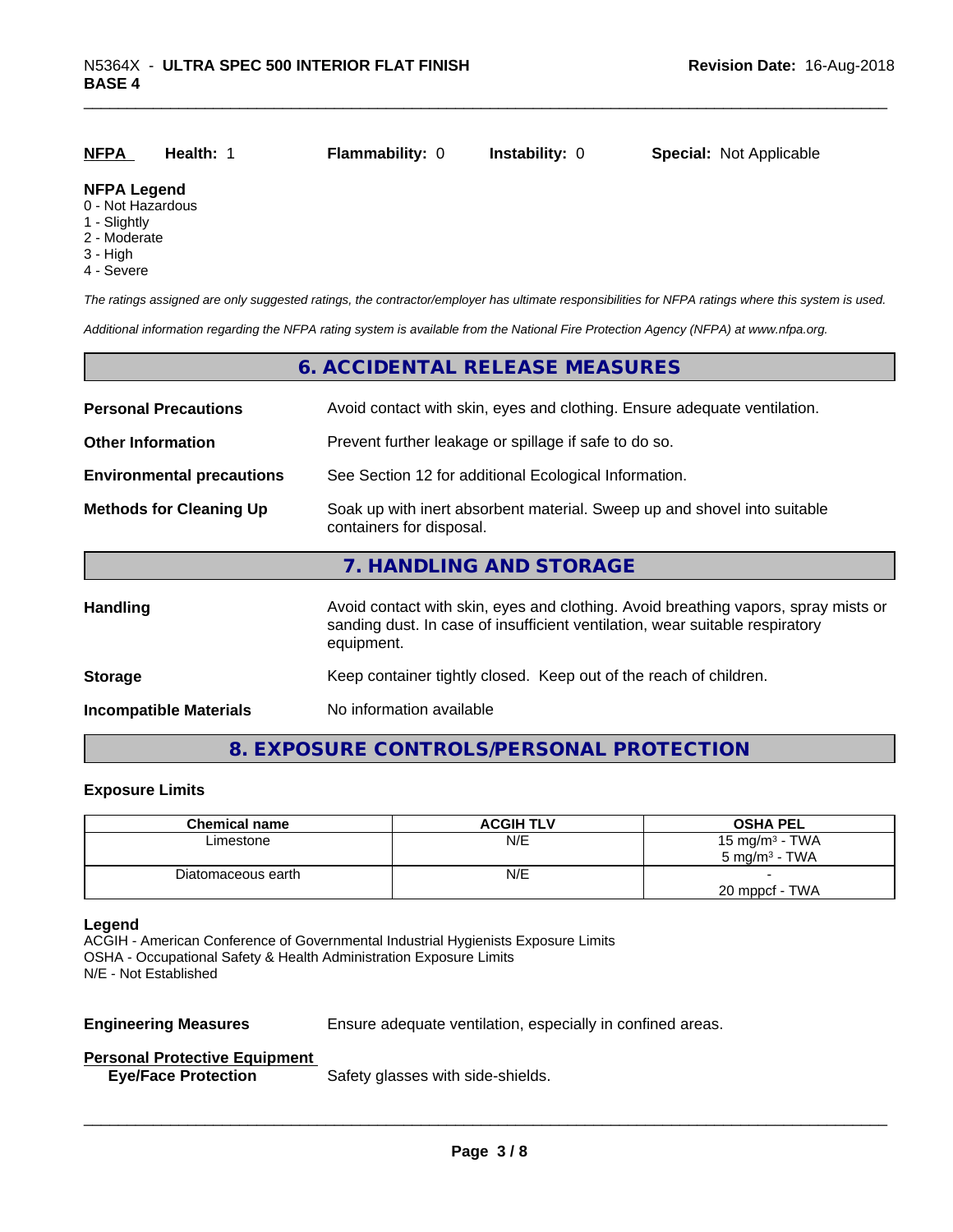**NFPA** **Health:** 1 **Flammability:** 0 **Instability:** 0 **Special:** Not Applicable

**NFPA Legend**
0 - Not Hazardous
1 - Slightly
2 - Moderate
3 - High
4 - Severe

*The ratings assigned are only suggested ratings, the contractor/employer has ultimate responsibilities for NFPA ratings where this system is used.*

*Additional information regarding the NFPA rating system is available from the National Fire Protection Agency (NFPA) at www.nfpa.org.*

## 6. ACCIDENTAL RELEASE MEASURES

**Personal Precautions** Avoid contact with skin, eyes and clothing. Ensure adequate ventilation.

**Other Information** Prevent further leakage or spillage if safe to do so.

**Environmental precautions** See Section 12 for additional Ecological Information.

**Methods for Cleaning Up** Soak up with inert absorbent material. Sweep up and shovel into suitable containers for disposal.

## 7. HANDLING AND STORAGE

**Handling** Avoid contact with skin, eyes and clothing. Avoid breathing vapors, spray mists or sanding dust. In case of insufficient ventilation, wear suitable respiratory equipment.

**Storage** Keep container tightly closed. Keep out of the reach of children.

**Incompatible Materials** No information available

## 8. EXPOSURE CONTROLS/PERSONAL PROTECTION

### Exposure Limits

| Chemical name | ACGIH TLV | OSHA PEL |
|---|---|---|
| Limestone | N/E | 15 mg/m³ - TWA<br>5 mg/m³ - TWA |
| Diatomaceous earth | N/E | -<br>20 mppcf - TWA |

**Legend**
ACGIH - American Conference of Governmental Industrial Hygienists Exposure Limits
OSHA - Occupational Safety & Health Administration Exposure Limits
N/E - Not Established

**Engineering Measures** Ensure adequate ventilation, especially in confined areas.

**Personal Protective Equipment**
**Eye/Face Protection** Safety glasses with side-shields.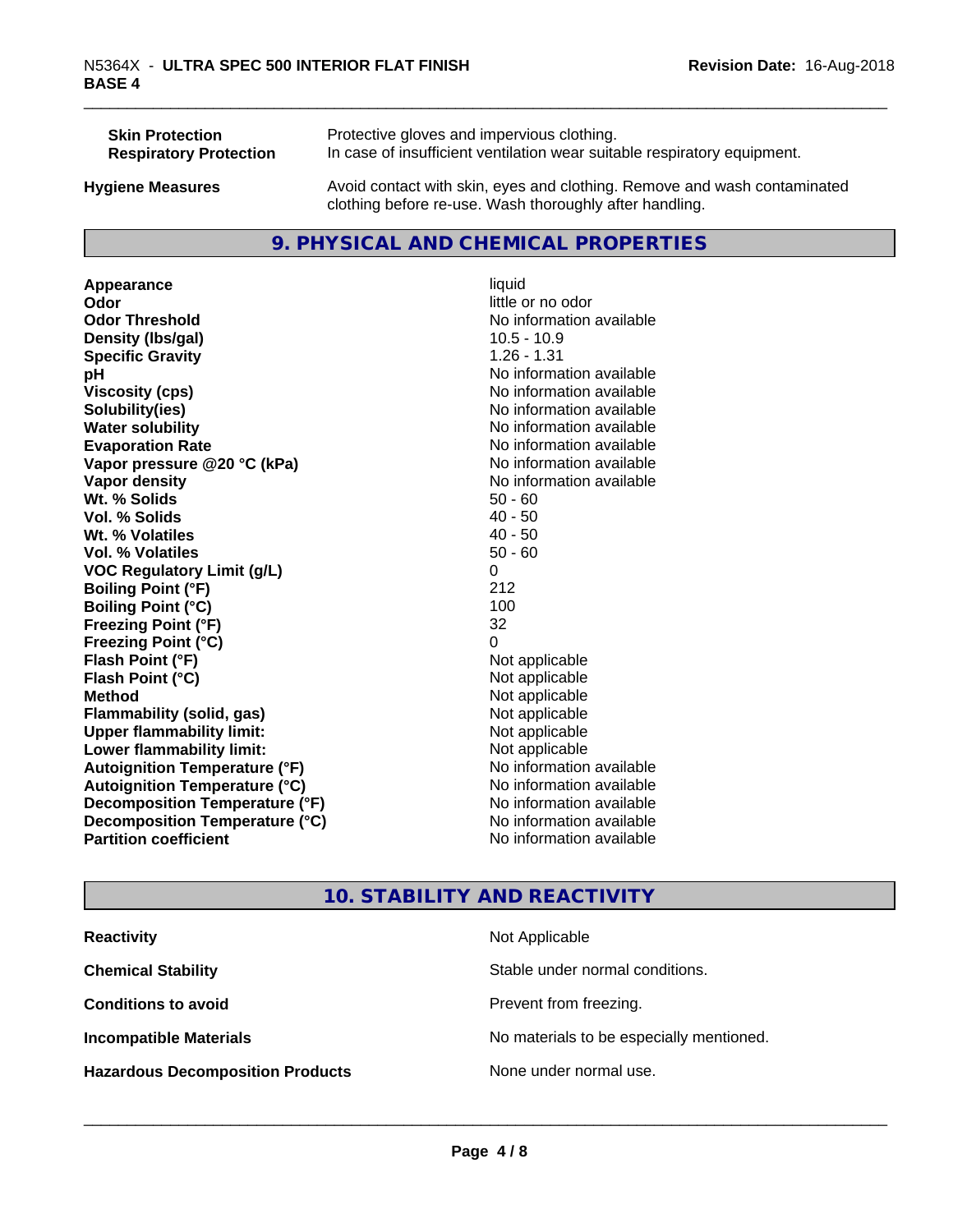| | |
|---|---|
| **Skin Protection** | Protective gloves and impervious clothing. |
| **Respiratory Protection** | In case of insufficient ventilation wear suitable respiratory equipment. |
| **Hygiene Measures** | Avoid contact with skin, eyes and clothing. Remove and wash contaminated clothing before re-use. Wash thoroughly after handling. |

## 9. PHYSICAL AND CHEMICAL PROPERTIES

| | |
|---|---|
| **Appearance** | liquid |
| **Odor** | little or no odor |
| **Odor Threshold** | No information available |
| **Density (lbs/gal)** | 10.5 - 10.9 |
| **Specific Gravity** | 1.26 - 1.31 |
| **pH** | No information available |
| **Viscosity (cps)** | No information available |
| **Solubility(ies)** | No information available |
| **Water solubility** | No information available |
| **Evaporation Rate** | No information available |
| **Vapor pressure @20 °C (kPa)** | No information available |
| **Vapor density** | No information available |
| **Wt. % Solids** | 50 - 60 |
| **Vol. % Solids** | 40 - 50 |
| **Wt. % Volatiles** | 40 - 50 |
| **Vol. % Volatiles** | 50 - 60 |
| **VOC Regulatory Limit (g/L)** | 0 |
| **Boiling Point (°F)** | 212 |
| **Boiling Point (°C)** | 100 |
| **Freezing Point (°F)** | 32 |
| **Freezing Point (°C)** | 0 |
| **Flash Point (°F)** | Not applicable |
| **Flash Point (°C)** | Not applicable |
| **Method** | Not applicable |
| **Flammability (solid, gas)** | Not applicable |
| **Upper flammability limit:** | Not applicable |
| **Lower flammability limit:** | Not applicable |
| **Autoignition Temperature (°F)** | No information available |
| **Autoignition Temperature (°C)** | No information available |
| **Decomposition Temperature (°F)** | No information available |
| **Decomposition Temperature (°C)** | No information available |
| **Partition coefficient** | No information available |

## 10. STABILITY AND REACTIVITY

| | |
|---|---|
| **Reactivity** | Not Applicable |
| **Chemical Stability** | Stable under normal conditions. |
| **Conditions to avoid** | Prevent from freezing. |
| **Incompatible Materials** | No materials to be especially mentioned. |
| **Hazardous Decomposition Products** | None under normal use. |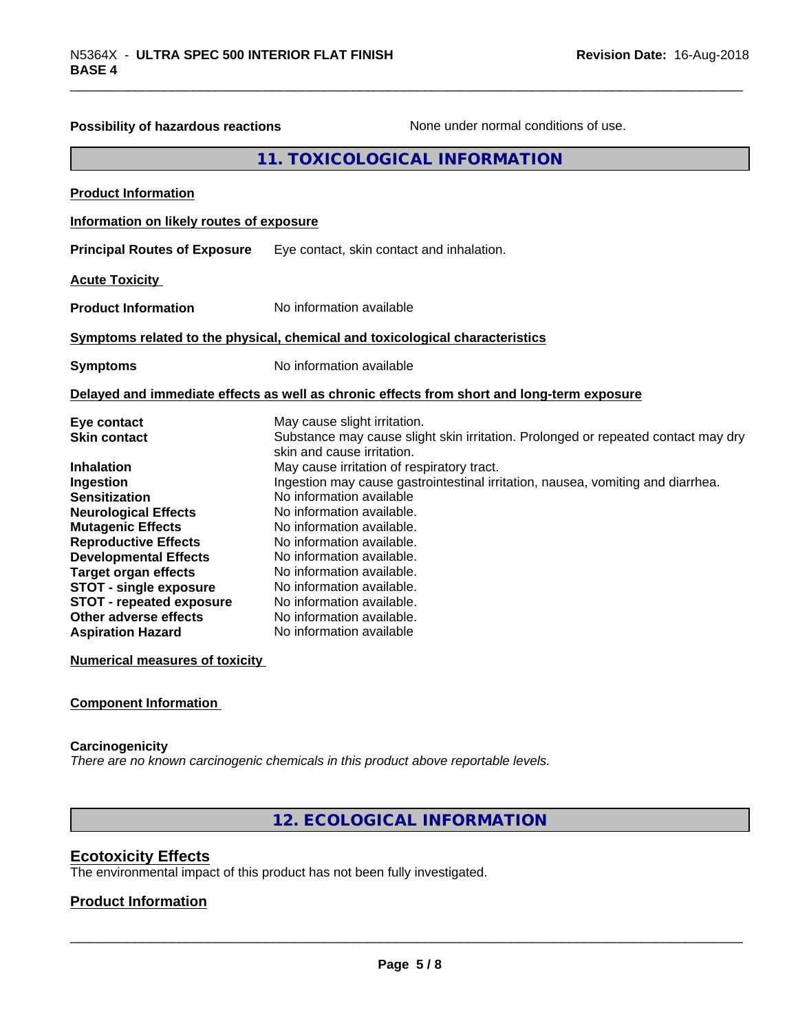**Possibility of hazardous reactions** None under normal conditions of use.

## 11. TOXICOLOGICAL INFORMATION

**Product Information**

**Information on likely routes of exposure**

**Principal Routes of Exposure** Eye contact, skin contact and inhalation.

**Acute Toxicity**

**Product Information** No information available

**Symptoms related to the physical, chemical and toxicological characteristics**

**Symptoms** No information available

**Delayed and immediate effects as well as chronic effects from short and long-term exposure**

| | |
|---|---|
| **Eye contact** | May cause slight irritation. |
| **Skin contact** | Substance may cause slight skin irritation. Prolonged or repeated contact may dry skin and cause irritation. |
| **Inhalation** | May cause irritation of respiratory tract. |
| **Ingestion** | Ingestion may cause gastrointestinal irritation, nausea, vomiting and diarrhea. |
| **Sensitization** | No information available |
| **Neurological Effects** | No information available. |
| **Mutagenic Effects** | No information available. |
| **Reproductive Effects** | No information available. |
| **Developmental Effects** | No information available. |
| **Target organ effects** | No information available. |
| **STOT - single exposure** | No information available. |
| **STOT - repeated exposure** | No information available. |
| **Other adverse effects** | No information available. |
| **Aspiration Hazard** | No information available |

**Numerical measures of toxicity**

**Component Information**

**Carcinogenicity**

*There are no known carcinogenic chemicals in this product above reportable levels.*

## 12. ECOLOGICAL INFORMATION

### Ecotoxicity Effects

The environmental impact of this product has not been fully investigated.

### Product Information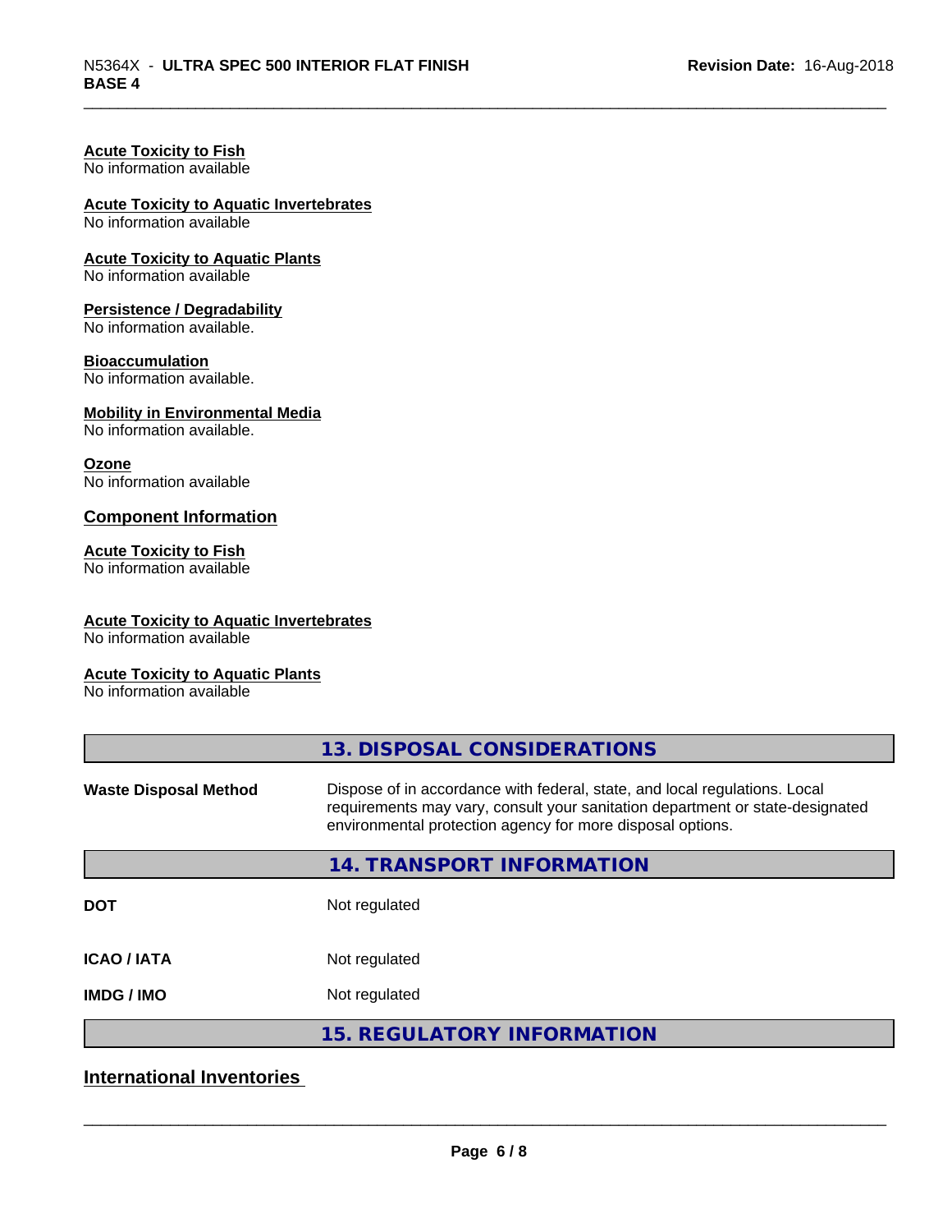**Acute Toxicity to Fish**
No information available

**Acute Toxicity to Aquatic Invertebrates**
No information available

**Acute Toxicity to Aquatic Plants**
No information available

**Persistence / Degradability**
No information available.

**Bioaccumulation**
No information available.

**Mobility in Environmental Media**
No information available.

**Ozone**
No information available

## Component Information

**Acute Toxicity to Fish**
No information available

**Acute Toxicity to Aquatic Invertebrates**
No information available

**Acute Toxicity to Aquatic Plants**
No information available

## 13. DISPOSAL CONSIDERATIONS

| | |
|---|---|
| **Waste Disposal Method** | Dispose of in accordance with federal, state, and local regulations. Local requirements may vary, consult your sanitation department or state-designated environmental protection agency for more disposal options. |

## 14. TRANSPORT INFORMATION

| | |
|---|---|
| **DOT** | Not regulated |
| **ICAO / IATA** | Not regulated |
| **IMDG / IMO** | Not regulated |

## 15. REGULATORY INFORMATION

### International Inventories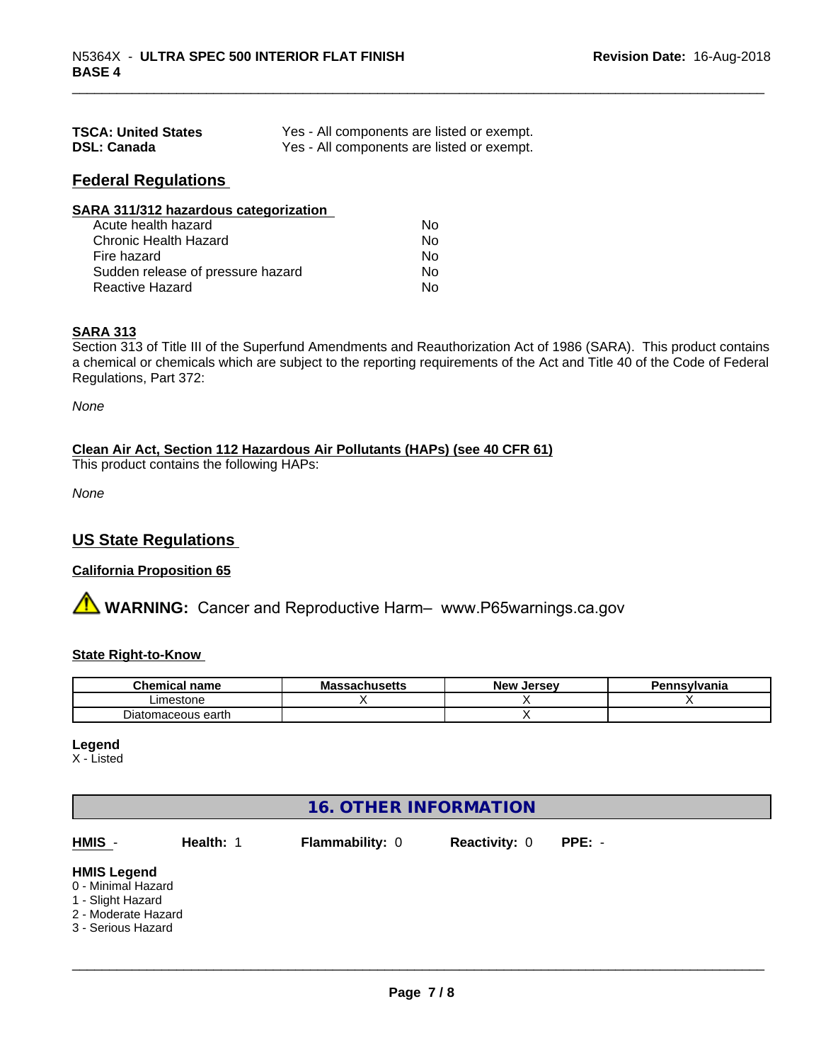| | |
|---|---|
| **TSCA: United States** | Yes - All components are listed or exempt. |
| **DSL: Canada** | Yes - All components are listed or exempt. |

## Federal Regulations

**SARA 311/312 hazardous categorization**

| | |
|---|---|
| Acute health hazard | No |
| Chronic Health Hazard | No |
| Fire hazard | No |
| Sudden release of pressure hazard | No |
| Reactive Hazard | No |

**SARA 313**

Section 313 of Title III of the Superfund Amendments and Reauthorization Act of 1986 (SARA). This product contains a chemical or chemicals which are subject to the reporting requirements of the Act and Title 40 of the Code of Federal Regulations, Part 372:

*None*

**Clean Air Act, Section 112 Hazardous Air Pollutants (HAPs) (see 40 CFR 61)**

This product contains the following HAPs:

*None*

## US State Regulations

**California Proposition 65**

⚠ **WARNING:** Cancer and Reproductive Harm– www.P65warnings.ca.gov

**State Right-to-Know**

| Chemical name | Massachusetts | New Jersey | Pennsylvania |
|---|---|---|---|
| Limestone | X | X | X |
| Diatomaceous earth | | X | |

**Legend**

X - Listed

## 16. OTHER INFORMATION

**HMIS** - **Health:** 1 **Flammability:** 0 **Reactivity:** 0 **PPE:** -

**HMIS Legend**

0 - Minimal Hazard
1 - Slight Hazard
2 - Moderate Hazard
3 - Serious Hazard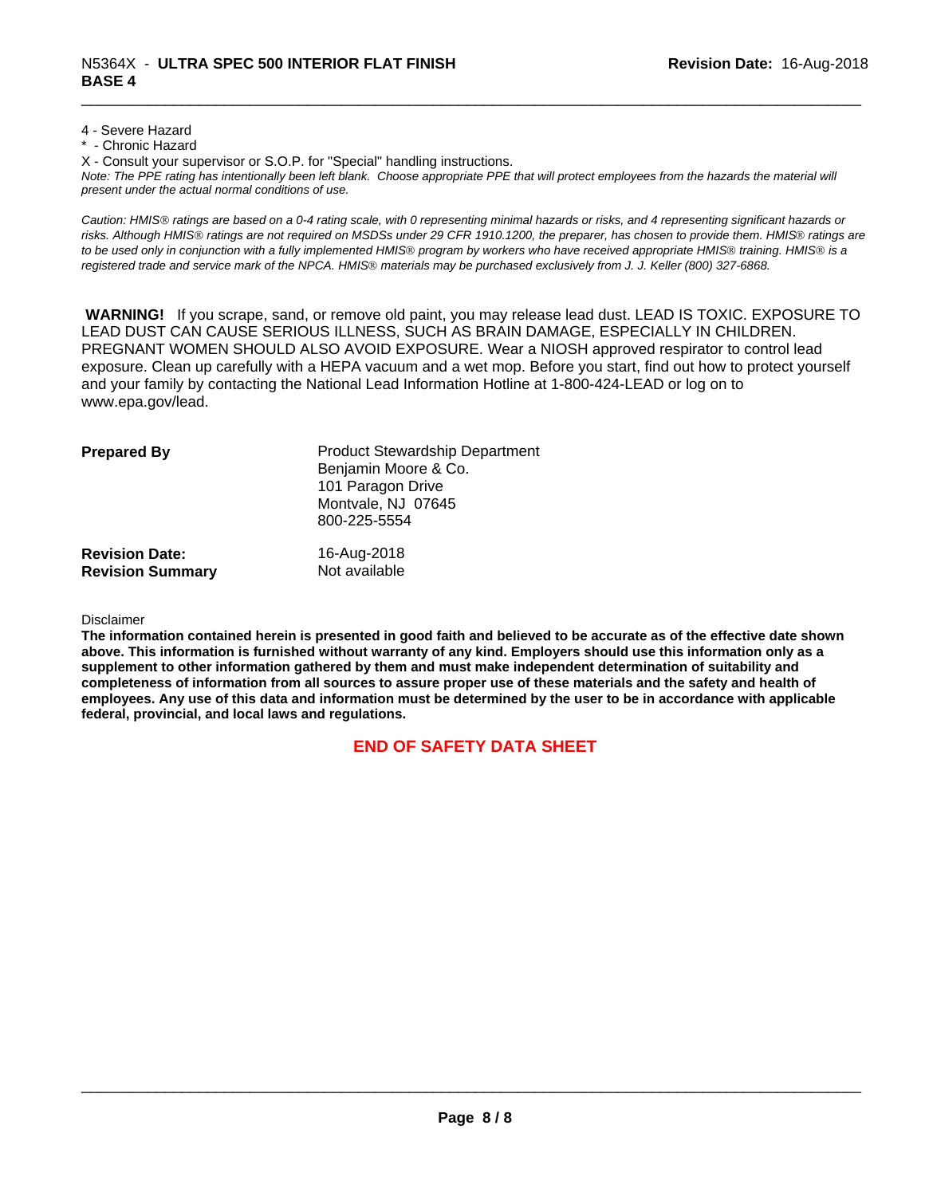4 - Severe Hazard
* - Chronic Hazard
X - Consult your supervisor or S.O.P. for "Special" handling instructions.
*Note: The PPE rating has intentionally been left blank. Choose appropriate PPE that will protect employees from the hazards the material will present under the actual normal conditions of use.*

*Caution: HMIS® ratings are based on a 0-4 rating scale, with 0 representing minimal hazards or risks, and 4 representing significant hazards or risks. Although HMIS® ratings are not required on MSDSs under 29 CFR 1910.1200, the preparer, has chosen to provide them. HMIS® ratings are to be used only in conjunction with a fully implemented HMIS® program by workers who have received appropriate HMIS® training. HMIS® is a registered trade and service mark of the NPCA. HMIS® materials may be purchased exclusively from J. J. Keller (800) 327-6868.*

**WARNING!** If you scrape, sand, or remove old paint, you may release lead dust. LEAD IS TOXIC. EXPOSURE TO LEAD DUST CAN CAUSE SERIOUS ILLNESS, SUCH AS BRAIN DAMAGE, ESPECIALLY IN CHILDREN. PREGNANT WOMEN SHOULD ALSO AVOID EXPOSURE. Wear a NIOSH approved respirator to control lead exposure. Clean up carefully with a HEPA vacuum and a wet mop. Before you start, find out how to protect yourself and your family by contacting the National Lead Information Hotline at 1-800-424-LEAD or log on to www.epa.gov/lead.

| | |
|---|---|
| **Prepared By** | Product Stewardship Department<br>Benjamin Moore & Co.<br>101 Paragon Drive<br>Montvale, NJ 07645<br>800-225-5554 |
| **Revision Date:** | 16-Aug-2018 |
| **Revision Summary** | Not available |

Disclaimer

**The information contained herein is presented in good faith and believed to be accurate as of the effective date shown above. This information is furnished without warranty of any kind. Employers should use this information only as a supplement to other information gathered by them and must make independent determination of suitability and completeness of information from all sources to assure proper use of these materials and the safety and health of employees. Any use of this data and information must be determined by the user to be in accordance with applicable federal, provincial, and local laws and regulations.**

**END OF SAFETY DATA SHEET**